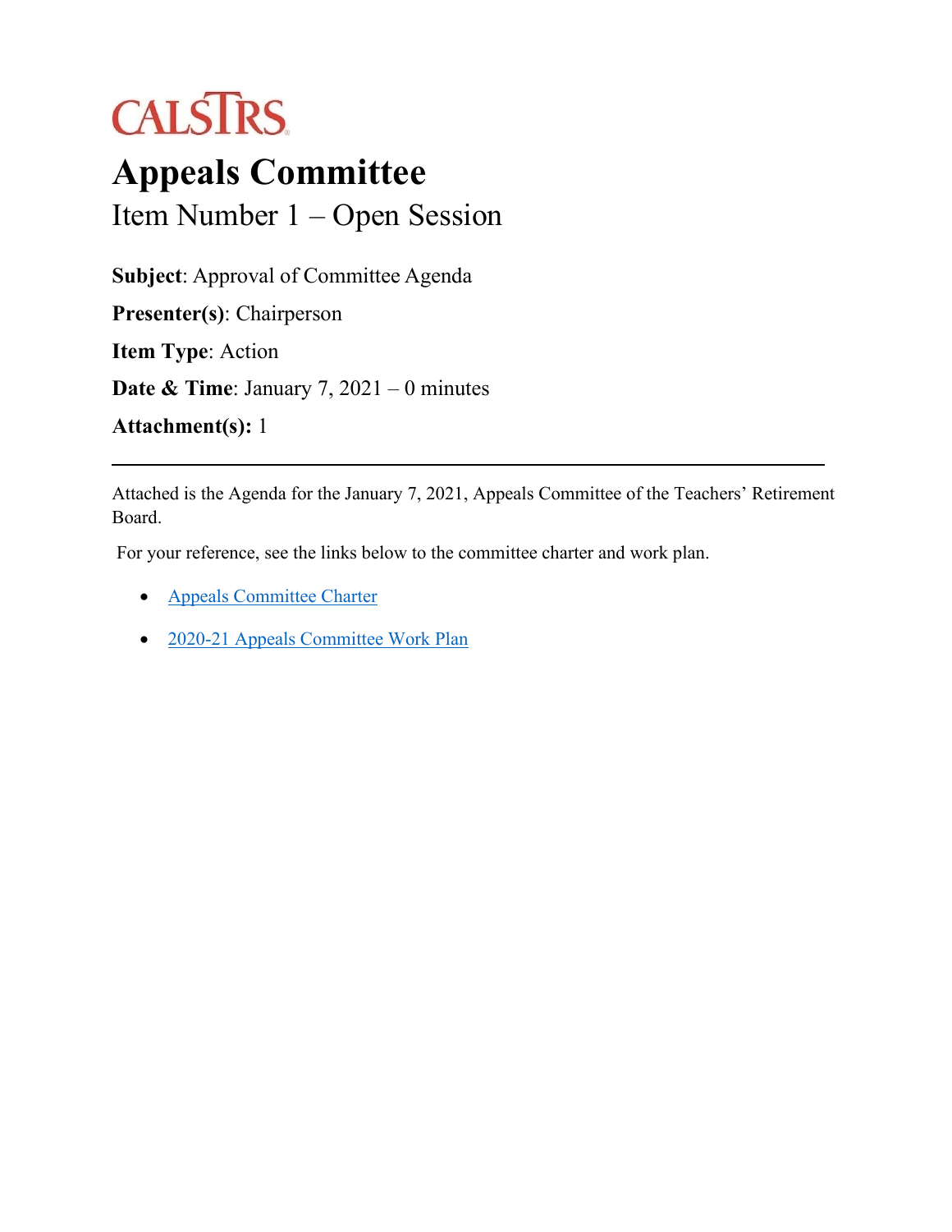CALSTRS

# Appeals Committee

## Item Number 1 – Open Session

**Subject**: Approval of Committee Agenda

**Presenter(s)**: Chairperson

**Item Type**: Action

**Date & Time**: January 7, 2021 – 0 minutes

**Attachment(s):** 1

---

Attached is the Agenda for the January 7, 2021, Appeals Committee of the Teachers' Retirement Board.

For your reference, see the links below to the committee charter and work plan.

- Appeals Committee Charter
- 2020-21 Appeals Committee Work Plan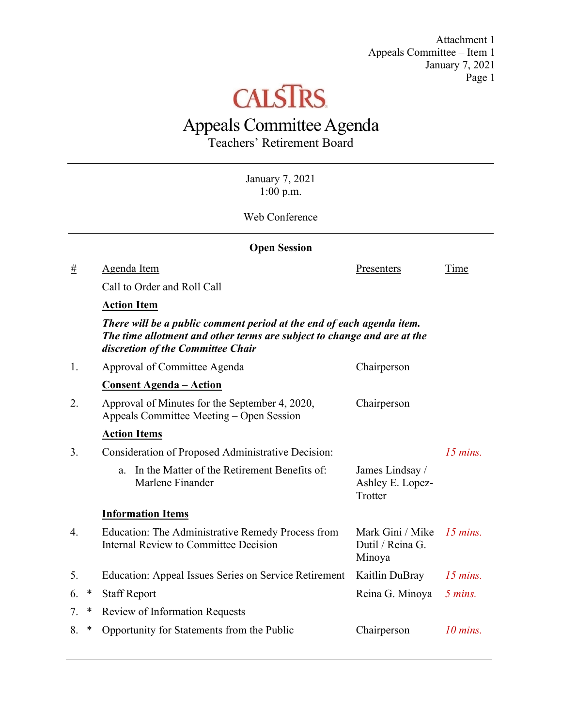Attachment 1
Appeals Committee – Item 1
January 7, 2021

CALSTRS

# Appeals Committee Agenda

## Teachers' Retirement Board

---

January 7, 2021
1:00 p.m.

Web Conference

---

**Open Session**

| # | | Agenda Item | Presenters | Time |
|---|---|---|---|---|
| | | Call to Order and Roll Call | | |
| | | **Action Item** | | |
| | | ***There will be a public comment period at the end of each agenda item. The time allotment and other terms are subject to change and are at the discretion of the Committee Chair*** | | |
| 1. | | Approval of Committee Agenda | Chairperson | |
| | | **Consent Agenda – Action** | | |
| 2. | | Approval of Minutes for the September 4, 2020, Appeals Committee Meeting – Open Session | Chairperson | |
| | | **Action Items** | | |
| 3. | | Consideration of Proposed Administrative Decision: | | *15 mins.* |
| | | a. In the Matter of the Retirement Benefits of: Marlene Finander | James Lindsay / Ashley E. Lopez-Trotter | |
| | | **Information Items** | | |
| 4. | | Education: The Administrative Remedy Process from Internal Review to Committee Decision | Mark Gini / Mike Dutil / Reina G. Minoya | *15 mins.* |
| 5. | | Education: Appeal Issues Series on Service Retirement | Kaitlin DuBray | *15 mins.* |
| 6. | * | Staff Report | Reina G. Minoya | *5 mins.* |
| 7. | * | Review of Information Requests | | |
| 8. | * | Opportunity for Statements from the Public | Chairperson | *10 mins.* |

---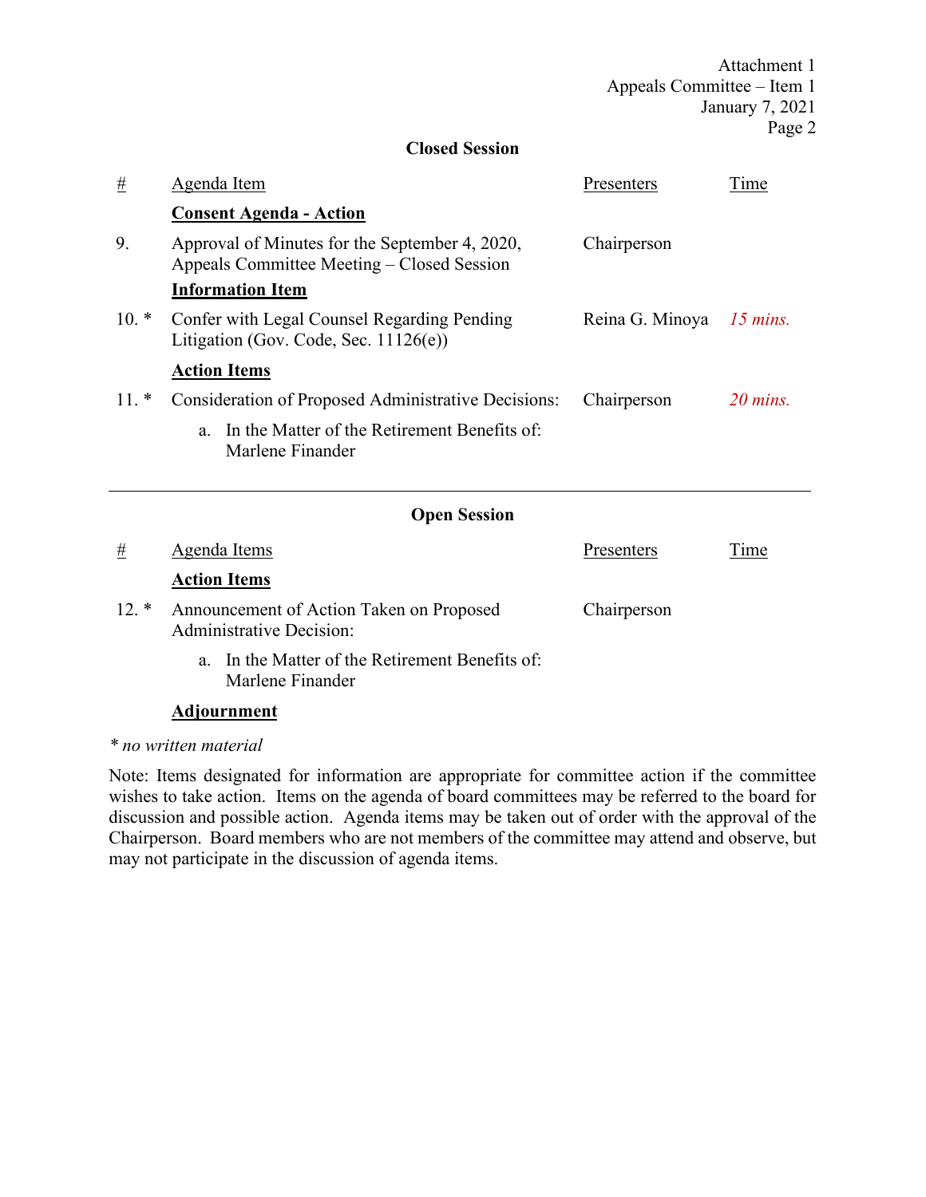Attachment 1
Appeals Committee – Item 1
January 7, 2021

## Closed Session

| # | Agenda Item | Presenters | Time |
|---|---|---|---|
| | **Consent Agenda - Action** | | |
| 9. | Approval of Minutes for the September 4, 2020, Appeals Committee Meeting – Closed Session | Chairperson | |
| | **Information Item** | | |
| 10. * | Confer with Legal Counsel Regarding Pending Litigation (Gov. Code, Sec. 11126(e)) | Reina G. Minoya | *15 mins.* |
| | **Action Items** | | |
| 11. * | Consideration of Proposed Administrative Decisions: | Chairperson | *20 mins.* |
| | a. In the Matter of the Retirement Benefits of: Marlene Finander | | |

---

## Open Session

| # | Agenda Items | Presenters | Time |
|---|---|---|---|
| | **Action Items** | | |
| 12. * | Announcement of Action Taken on Proposed Administrative Decision: | Chairperson | |
| | a. In the Matter of the Retirement Benefits of: Marlene Finander | | |
| | **Adjournment** | | |

*\* no written material*

Note: Items designated for information are appropriate for committee action if the committee wishes to take action. Items on the agenda of board committees may be referred to the board for discussion and possible action. Agenda items may be taken out of order with the approval of the Chairperson. Board members who are not members of the committee may attend and observe, but may not participate in the discussion of agenda items.